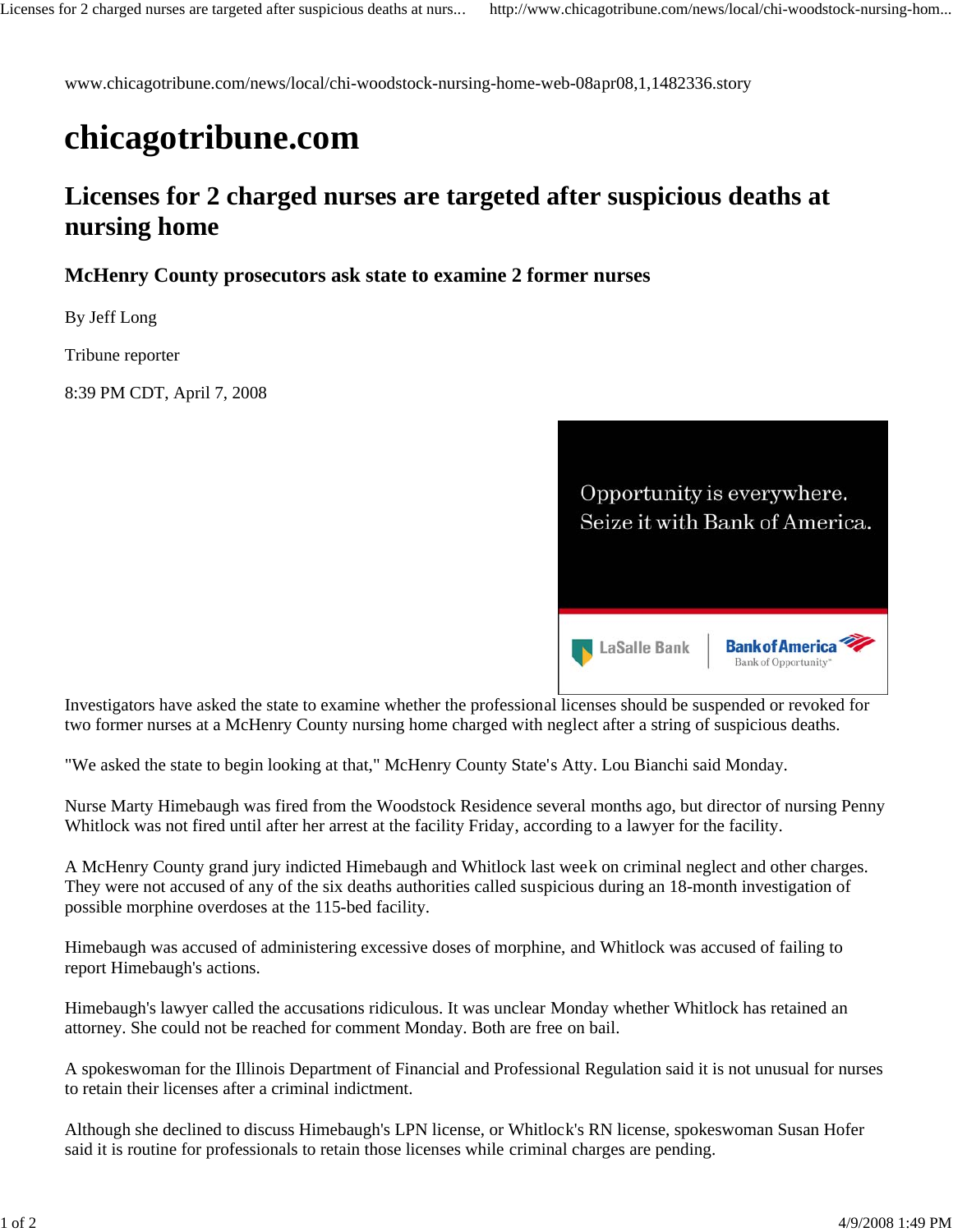www.chicagotribune.com/news/local/chi-woodstock-nursing-home-web-08apr08,1,1482336.story

# chicagotribune.com

## Licenses for 2 charged nurses are targeted after suspicious deaths at nursing home

### McHenry County prosecutors ask state to examine 2 former nurses

By Jeff Long

Tribune reporter

8:39 PM CDT, April 7, 2008

Investigators have asked the state to examine whether the professional licenses should be suspended or revoked for two former nurses at a McHenry County nursing home charged with neglect after a string of suspicious deaths.

"We asked the state to begin looking at that," McHenry County State's Atty. Lou Bianchi said Monday.

Nurse Marty Himebaugh was fired from the Woodstock Residence several months ago, but director of nursing Penny Whitlock was not fired until after her arrest at the facility Friday, according to a lawyer for the facility.

A McHenry County grand jury indicted Himebaugh and Whitlock last week on criminal neglect and other charges. They were not accused of any of the six deaths authorities called suspicious during an 18-month investigation of possible morphine overdoses at the 115-bed facility.

Himebaugh was accused of administering excessive doses of morphine, and Whitlock was accused of failing to report Himebaugh's actions.

Himebaugh's lawyer called the accusations ridiculous. It was unclear Monday whether Whitlock has retained an attorney. She could not be reached for comment Monday. Both are free on bail.

A spokeswoman for the Illinois Department of Financial and Professional Regulation said it is not unusual for nurses to retain their licenses after a criminal indictment.

Although she declined to discuss Himebaugh's LPN license, or Whitlock's RN license, spokeswoman Susan Hofer said it is routine for professionals to retain those licenses while criminal charges are pending.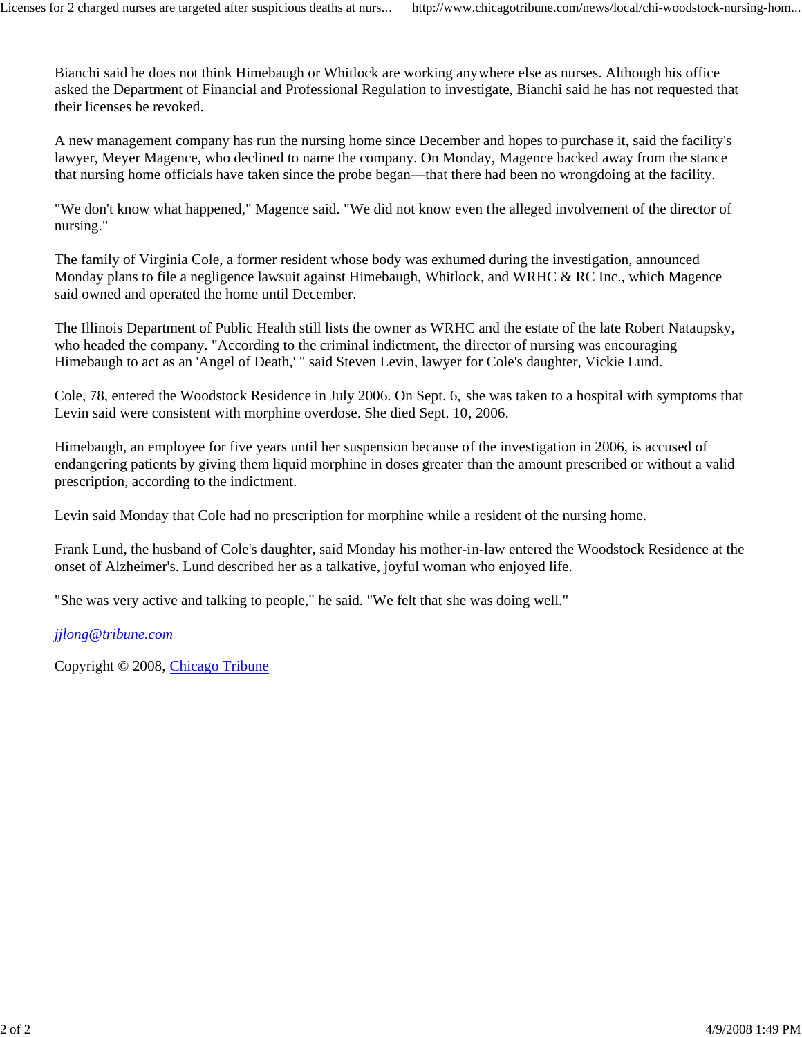Bianchi said he does not think Himebaugh or Whitlock are working anywhere else as nurses. Although his office asked the Department of Financial and Professional Regulation to investigate, Bianchi said he has not requested that their licenses be revoked.

A new management company has run the nursing home since December and hopes to purchase it, said the facility's lawyer, Meyer Magence, who declined to name the company. On Monday, Magence backed away from the stance that nursing home officials have taken since the probe began—that there had been no wrongdoing at the facility.

"We don't know what happened," Magence said. "We did not know even the alleged involvement of the director of nursing."

The family of Virginia Cole, a former resident whose body was exhumed during the investigation, announced Monday plans to file a negligence lawsuit against Himebaugh, Whitlock, and WRHC & RC Inc., which Magence said owned and operated the home until December.

The Illinois Department of Public Health still lists the owner as WRHC and the estate of the late Robert Nataupsky, who headed the company. "According to the criminal indictment, the director of nursing was encouraging Himebaugh to act as an 'Angel of Death,' " said Steven Levin, lawyer for Cole's daughter, Vickie Lund.

Cole, 78, entered the Woodstock Residence in July 2006. On Sept. 6, she was taken to a hospital with symptoms that Levin said were consistent with morphine overdose. She died Sept. 10, 2006.

Himebaugh, an employee for five years until her suspension because of the investigation in 2006, is accused of endangering patients by giving them liquid morphine in doses greater than the amount prescribed or without a valid prescription, according to the indictment.

Levin said Monday that Cole had no prescription for morphine while a resident of the nursing home.

Frank Lund, the husband of Cole's daughter, said Monday his mother-in-law entered the Woodstock Residence at the onset of Alzheimer's. Lund described her as a talkative, joyful woman who enjoyed life.

"She was very active and talking to people," he said. "We felt that she was doing well."

*jjlong@tribune.com*

Copyright © 2008, Chicago Tribune